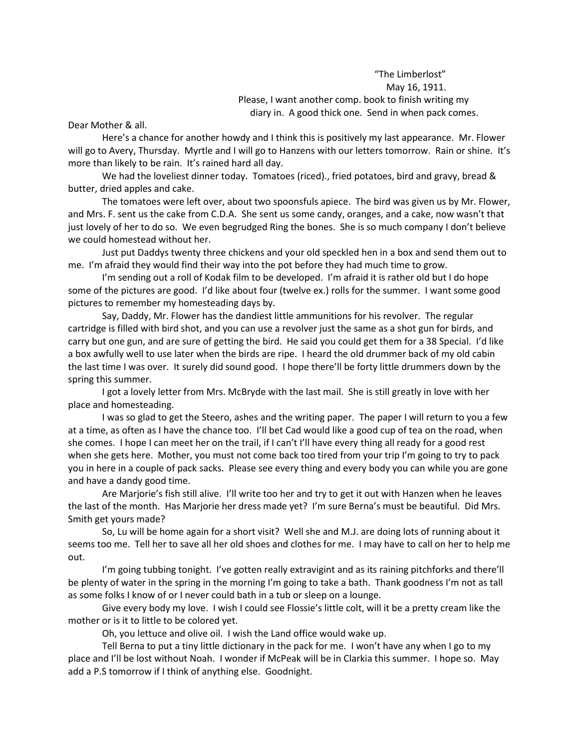"The Limberlost"
May 16, 1911.
Please, I want another comp. book to finish writing my diary in. A good thick one. Send in when pack comes.

Dear Mother & all.

Here's a chance for another howdy and I think this is positively my last appearance. Mr. Flower will go to Avery, Thursday. Myrtle and I will go to Hanzens with our letters tomorrow. Rain or shine. It's more than likely to be rain. It's rained hard all day.

We had the loveliest dinner today. Tomatoes (riced)., fried potatoes, bird and gravy, bread & butter, dried apples and cake.

The tomatoes were left over, about two spoonsfuls apiece. The bird was given us by Mr. Flower, and Mrs. F. sent us the cake from C.D.A. She sent us some candy, oranges, and a cake, now wasn't that just lovely of her to do so. We even begrudged Ring the bones. She is so much company I don't believe we could homestead without her.

Just put Daddys twenty three chickens and your old speckled hen in a box and send them out to me. I'm afraid they would find their way into the pot before they had much time to grow.

I'm sending out a roll of Kodak film to be developed. I'm afraid it is rather old but I do hope some of the pictures are good. I'd like about four (twelve ex.) rolls for the summer. I want some good pictures to remember my homesteading days by.

Say, Daddy, Mr. Flower has the dandiest little ammunitions for his revolver. The regular cartridge is filled with bird shot, and you can use a revolver just the same as a shot gun for birds, and carry but one gun, and are sure of getting the bird. He said you could get them for a 38 Special. I'd like a box awfully well to use later when the birds are ripe. I heard the old drummer back of my old cabin the last time I was over. It surely did sound good. I hope there'll be forty little drummers down by the spring this summer.

I got a lovely letter from Mrs. McBryde with the last mail. She is still greatly in love with her place and homesteading.

I was so glad to get the Steero, ashes and the writing paper. The paper I will return to you a few at a time, as often as I have the chance too. I'll bet Cad would like a good cup of tea on the road, when she comes. I hope I can meet her on the trail, if I can't I'll have every thing all ready for a good rest when she gets here. Mother, you must not come back too tired from your trip I'm going to try to pack you in here in a couple of pack sacks. Please see every thing and every body you can while you are gone and have a dandy good time.

Are Marjorie's fish still alive. I'll write too her and try to get it out with Hanzen when he leaves the last of the month. Has Marjorie her dress made yet? I'm sure Berna's must be beautiful. Did Mrs. Smith get yours made?

So, Lu will be home again for a short visit? Well she and M.J. are doing lots of running about it seems too me. Tell her to save all her old shoes and clothes for me. I may have to call on her to help me out.

I'm going tubbing tonight. I've gotten really extravigint and as its raining pitchforks and there'll be plenty of water in the spring in the morning I'm going to take a bath. Thank goodness I'm not as tall as some folks I know of or I never could bath in a tub or sleep on a lounge.

Give every body my love. I wish I could see Flossie's little colt, will it be a pretty cream like the mother or is it to little to be colored yet.

Oh, you lettuce and olive oil. I wish the Land office would wake up.

Tell Berna to put a tiny little dictionary in the pack for me. I won't have any when I go to my place and I'll be lost without Noah. I wonder if McPeak will be in Clarkia this summer. I hope so. May add a P.S tomorrow if I think of anything else. Goodnight.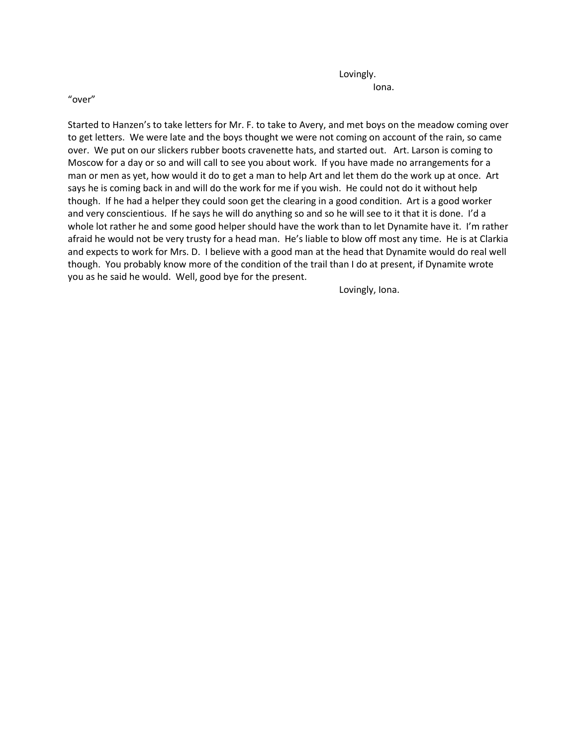Lovingly.

Iona.

"over"

Started to Hanzen's to take letters for Mr. F. to take to Avery, and met boys on the meadow coming over to get letters. We were late and the boys thought we were not coming on account of the rain, so came over. We put on our slickers rubber boots cravenette hats, and started out. Art. Larson is coming to Moscow for a day or so and will call to see you about work. If you have made no arrangements for a man or men as yet, how would it do to get a man to help Art and let them do the work up at once. Art says he is coming back in and will do the work for me if you wish. He could not do it without help though. If he had a helper they could soon get the clearing in a good condition. Art is a good worker and very conscientious. If he says he will do anything so and so he will see to it that it is done. I'd a whole lot rather he and some good helper should have the work than to let Dynamite have it. I'm rather afraid he would not be very trusty for a head man. He's liable to blow off most any time. He is at Clarkia and expects to work for Mrs. D. I believe with a good man at the head that Dynamite would do real well though. You probably know more of the condition of the trail than I do at present, if Dynamite wrote you as he said he would. Well, good bye for the present.

Lovingly, Iona.